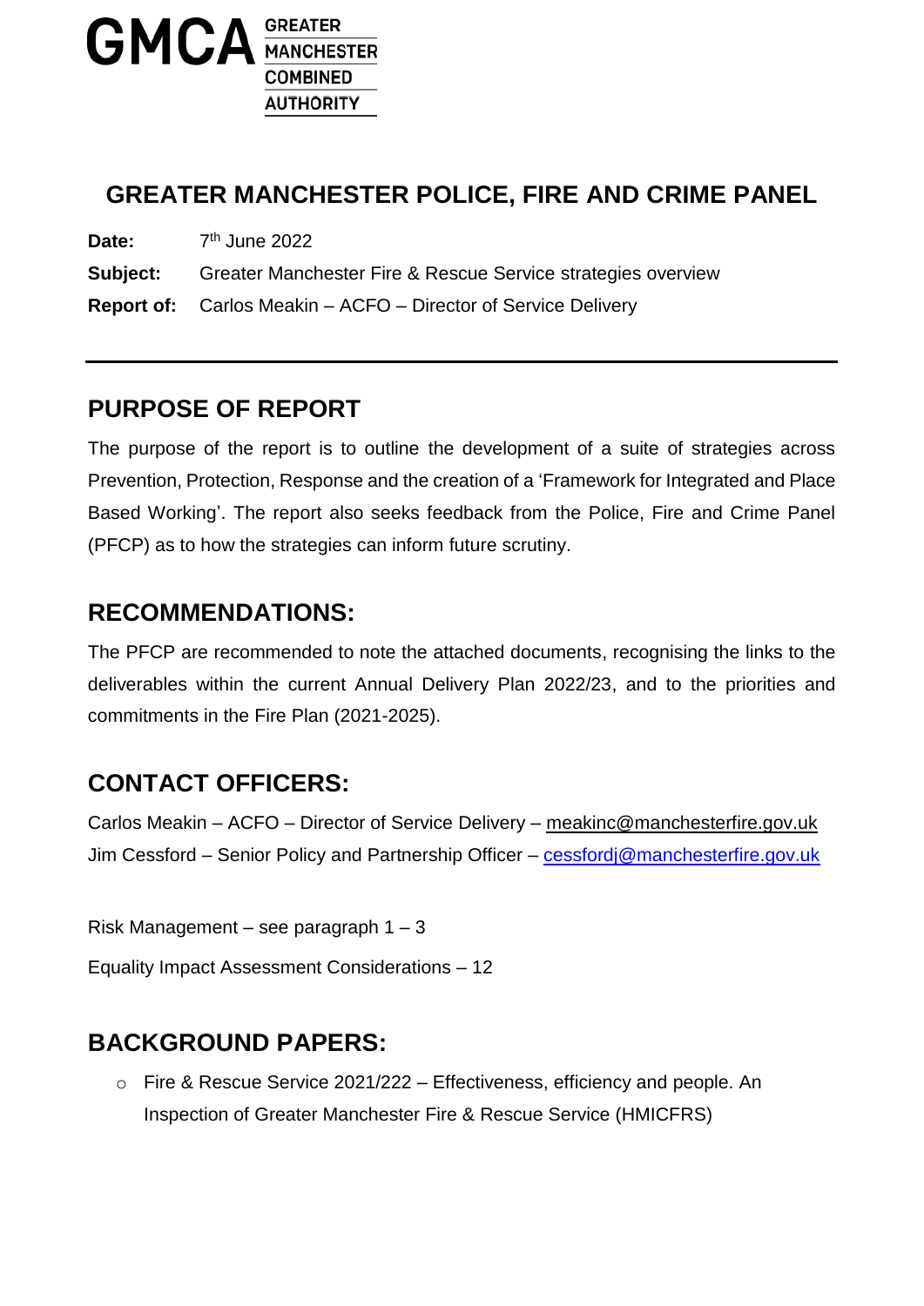GMCA GREATER MANCHESTER COMBINED AUTHORITY

# GREATER MANCHESTER POLICE, FIRE AND CRIME PANEL

**Date:** 7th June 2022

**Subject:** Greater Manchester Fire & Rescue Service strategies overview

**Report of:** Carlos Meakin – ACFO – Director of Service Delivery

---

## PURPOSE OF REPORT

The purpose of the report is to outline the development of a suite of strategies across Prevention, Protection, Response and the creation of a 'Framework for Integrated and Place Based Working'. The report also seeks feedback from the Police, Fire and Crime Panel (PFCP) as to how the strategies can inform future scrutiny.

## RECOMMENDATIONS:

The PFCP are recommended to note the attached documents, recognising the links to the deliverables within the current Annual Delivery Plan 2022/23, and to the priorities and commitments in the Fire Plan (2021-2025).

## CONTACT OFFICERS:

Carlos Meakin – ACFO – Director of Service Delivery – meakinc@manchesterfire.gov.uk
Jim Cessford – Senior Policy and Partnership Officer – cessfordj@manchesterfire.gov.uk

Risk Management – see paragraph 1 – 3

Equality Impact Assessment Considerations – 12

## BACKGROUND PAPERS:

- Fire & Rescue Service 2021/222 – Effectiveness, efficiency and people. An Inspection of Greater Manchester Fire & Rescue Service (HMICFRS)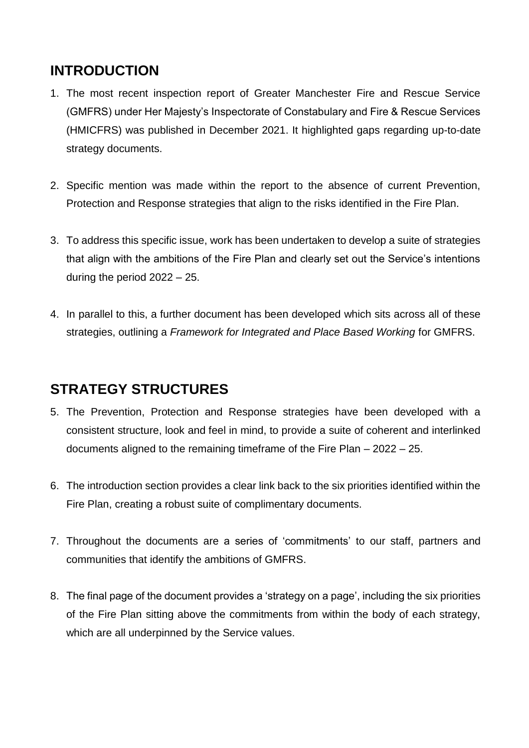## INTRODUCTION

1. The most recent inspection report of Greater Manchester Fire and Rescue Service (GMFRS) under Her Majesty's Inspectorate of Constabulary and Fire & Rescue Services (HMICFRS) was published in December 2021. It highlighted gaps regarding up-to-date strategy documents.

2. Specific mention was made within the report to the absence of current Prevention, Protection and Response strategies that align to the risks identified in the Fire Plan.

3. To address this specific issue, work has been undertaken to develop a suite of strategies that align with the ambitions of the Fire Plan and clearly set out the Service's intentions during the period 2022 – 25.

4. In parallel to this, a further document has been developed which sits across all of these strategies, outlining a *Framework for Integrated and Place Based Working* for GMFRS.

## STRATEGY STRUCTURES

5. The Prevention, Protection and Response strategies have been developed with a consistent structure, look and feel in mind, to provide a suite of coherent and interlinked documents aligned to the remaining timeframe of the Fire Plan – 2022 – 25.

6. The introduction section provides a clear link back to the six priorities identified within the Fire Plan, creating a robust suite of complimentary documents.

7. Throughout the documents are a series of 'commitments' to our staff, partners and communities that identify the ambitions of GMFRS.

8. The final page of the document provides a 'strategy on a page', including the six priorities of the Fire Plan sitting above the commitments from within the body of each strategy, which are all underpinned by the Service values.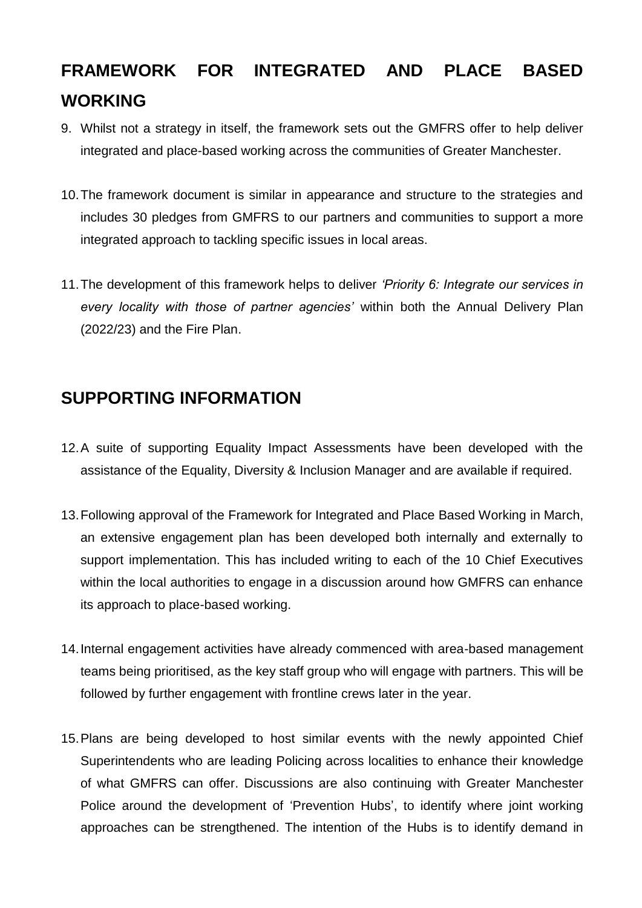## FRAMEWORK FOR INTEGRATED AND PLACE BASED WORKING

9. Whilst not a strategy in itself, the framework sets out the GMFRS offer to help deliver integrated and place-based working across the communities of Greater Manchester.

10. The framework document is similar in appearance and structure to the strategies and includes 30 pledges from GMFRS to our partners and communities to support a more integrated approach to tackling specific issues in local areas.

11. The development of this framework helps to deliver *'Priority 6: Integrate our services in every locality with those of partner agencies'* within both the Annual Delivery Plan (2022/23) and the Fire Plan.

## SUPPORTING INFORMATION

12. A suite of supporting Equality Impact Assessments have been developed with the assistance of the Equality, Diversity & Inclusion Manager and are available if required.

13. Following approval of the Framework for Integrated and Place Based Working in March, an extensive engagement plan has been developed both internally and externally to support implementation. This has included writing to each of the 10 Chief Executives within the local authorities to engage in a discussion around how GMFRS can enhance its approach to place-based working.

14. Internal engagement activities have already commenced with area-based management teams being prioritised, as the key staff group who will engage with partners. This will be followed by further engagement with frontline crews later in the year.

15. Plans are being developed to host similar events with the newly appointed Chief Superintendents who are leading Policing across localities to enhance their knowledge of what GMFRS can offer. Discussions are also continuing with Greater Manchester Police around the development of 'Prevention Hubs', to identify where joint working approaches can be strengthened. The intention of the Hubs is to identify demand in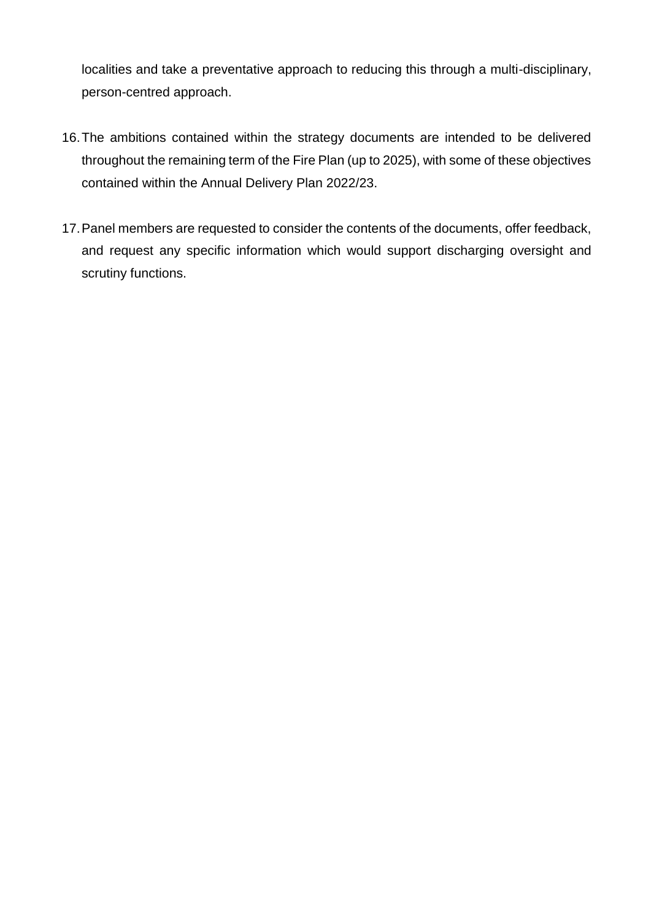localities and take a preventative approach to reducing this through a multi-disciplinary, person-centred approach.

16. The ambitions contained within the strategy documents are intended to be delivered throughout the remaining term of the Fire Plan (up to 2025), with some of these objectives contained within the Annual Delivery Plan 2022/23.

17. Panel members are requested to consider the contents of the documents, offer feedback, and request any specific information which would support discharging oversight and scrutiny functions.